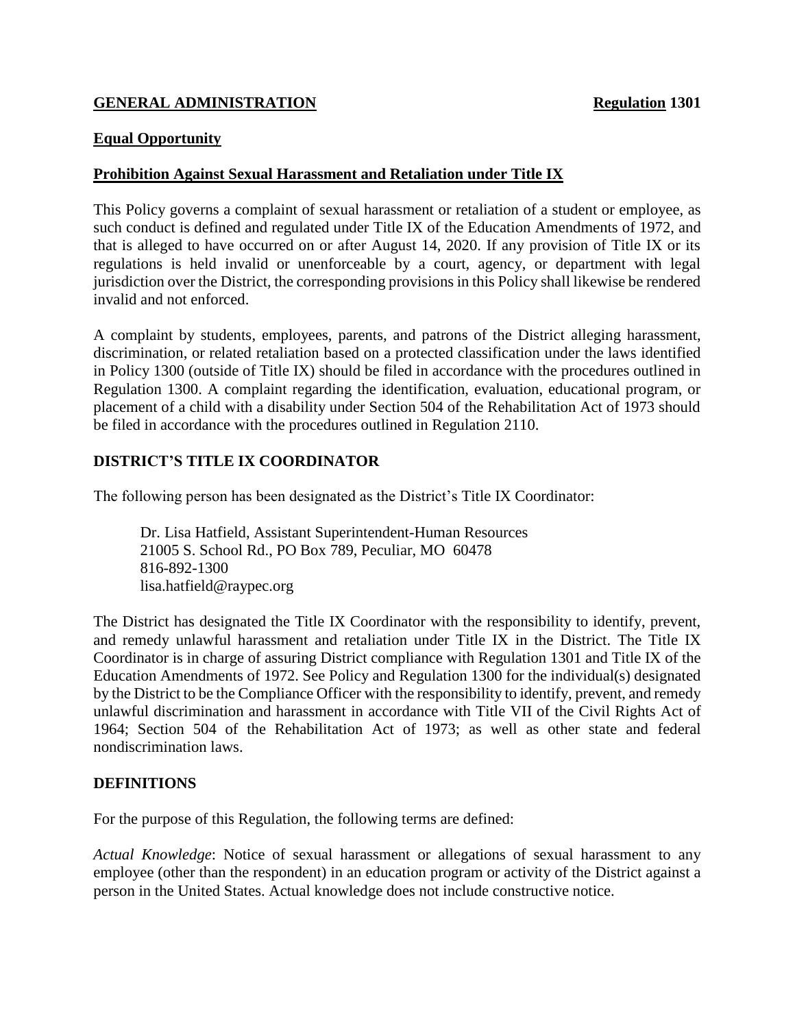**GENERAL ADMINISTRATION** **Regulation 1301**

**Equal Opportunity**

**Prohibition Against Sexual Harassment and Retaliation under Title IX**

This Policy governs a complaint of sexual harassment or retaliation of a student or employee, as such conduct is defined and regulated under Title IX of the Education Amendments of 1972, and that is alleged to have occurred on or after August 14, 2020. If any provision of Title IX or its regulations is held invalid or unenforceable by a court, agency, or department with legal jurisdiction over the District, the corresponding provisions in this Policy shall likewise be rendered invalid and not enforced.

A complaint by students, employees, parents, and patrons of the District alleging harassment, discrimination, or related retaliation based on a protected classification under the laws identified in Policy 1300 (outside of Title IX) should be filed in accordance with the procedures outlined in Regulation 1300. A complaint regarding the identification, evaluation, educational program, or placement of a child with a disability under Section 504 of the Rehabilitation Act of 1973 should be filed in accordance with the procedures outlined in Regulation 2110.

## DISTRICT'S TITLE IX COORDINATOR

The following person has been designated as the District's Title IX Coordinator:

Dr. Lisa Hatfield, Assistant Superintendent-Human Resources
21005 S. School Rd., PO Box 789, Peculiar, MO 60478
816-892-1300
lisa.hatfield@raypec.org

The District has designated the Title IX Coordinator with the responsibility to identify, prevent, and remedy unlawful harassment and retaliation under Title IX in the District. The Title IX Coordinator is in charge of assuring District compliance with Regulation 1301 and Title IX of the Education Amendments of 1972. See Policy and Regulation 1300 for the individual(s) designated by the District to be the Compliance Officer with the responsibility to identify, prevent, and remedy unlawful discrimination and harassment in accordance with Title VII of the Civil Rights Act of 1964; Section 504 of the Rehabilitation Act of 1973; as well as other state and federal nondiscrimination laws.

## DEFINITIONS

For the purpose of this Regulation, the following terms are defined:

*Actual Knowledge*: Notice of sexual harassment or allegations of sexual harassment to any employee (other than the respondent) in an education program or activity of the District against a person in the United States. Actual knowledge does not include constructive notice.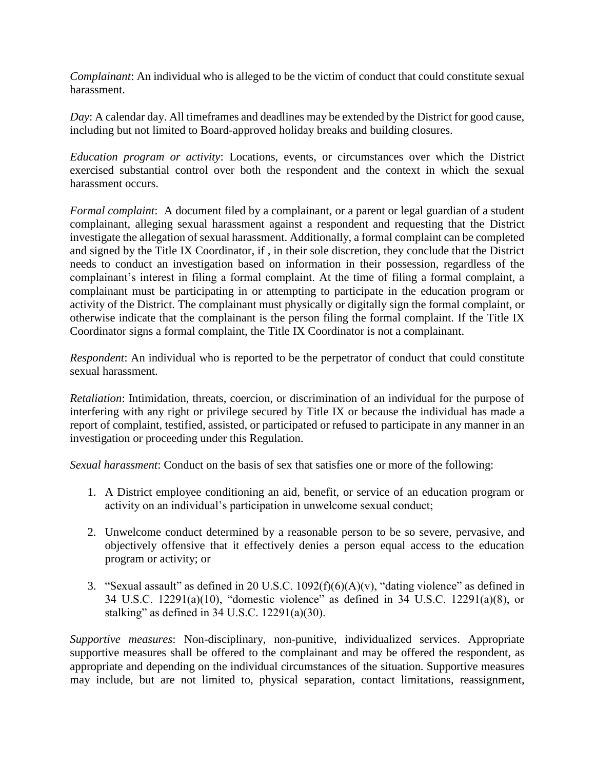*Complainant*: An individual who is alleged to be the victim of conduct that could constitute sexual harassment.

*Day*: A calendar day. All timeframes and deadlines may be extended by the District for good cause, including but not limited to Board-approved holiday breaks and building closures.

*Education program or activity*: Locations, events, or circumstances over which the District exercised substantial control over both the respondent and the context in which the sexual harassment occurs.

*Formal complaint*: A document filed by a complainant, or a parent or legal guardian of a student complainant, alleging sexual harassment against a respondent and requesting that the District investigate the allegation of sexual harassment. Additionally, a formal complaint can be completed and signed by the Title IX Coordinator, if , in their sole discretion, they conclude that the District needs to conduct an investigation based on information in their possession, regardless of the complainant's interest in filing a formal complaint. At the time of filing a formal complaint, a complainant must be participating in or attempting to participate in the education program or activity of the District. The complainant must physically or digitally sign the formal complaint, or otherwise indicate that the complainant is the person filing the formal complaint. If the Title IX Coordinator signs a formal complaint, the Title IX Coordinator is not a complainant.

*Respondent*: An individual who is reported to be the perpetrator of conduct that could constitute sexual harassment.

*Retaliation*: Intimidation, threats, coercion, or discrimination of an individual for the purpose of interfering with any right or privilege secured by Title IX or because the individual has made a report of complaint, testified, assisted, or participated or refused to participate in any manner in an investigation or proceeding under this Regulation.

*Sexual harassment*: Conduct on the basis of sex that satisfies one or more of the following:

1. A District employee conditioning an aid, benefit, or service of an education program or activity on an individual's participation in unwelcome sexual conduct;

2. Unwelcome conduct determined by a reasonable person to be so severe, pervasive, and objectively offensive that it effectively denies a person equal access to the education program or activity; or

3. "Sexual assault" as defined in 20 U.S.C. 1092(f)(6)(A)(v), "dating violence" as defined in 34 U.S.C. 12291(a)(10), "domestic violence" as defined in 34 U.S.C. 12291(a)(8), or stalking" as defined in 34 U.S.C. 12291(a)(30).

*Supportive measures*: Non-disciplinary, non-punitive, individualized services. Appropriate supportive measures shall be offered to the complainant and may be offered the respondent, as appropriate and depending on the individual circumstances of the situation. Supportive measures may include, but are not limited to, physical separation, contact limitations, reassignment,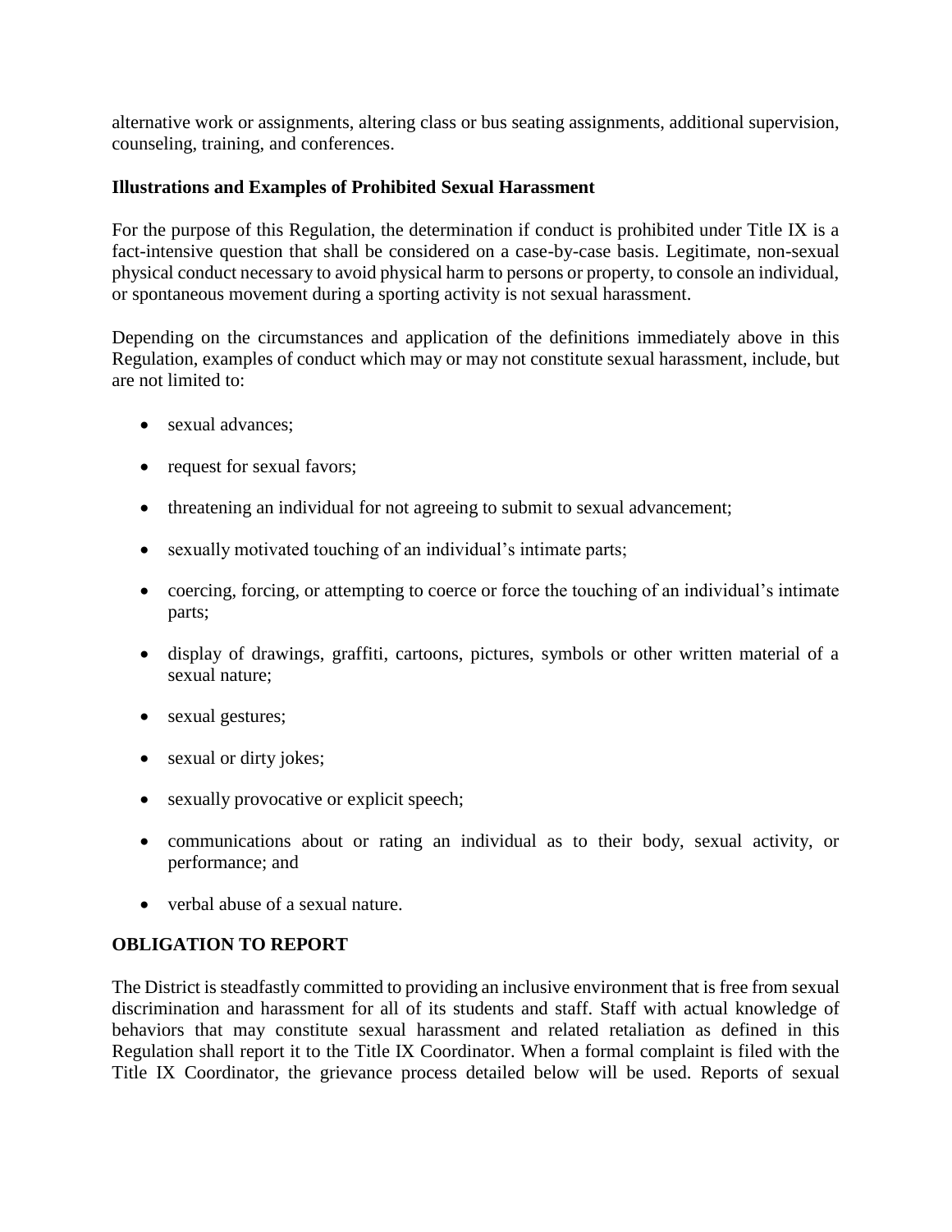alternative work or assignments, altering class or bus seating assignments, additional supervision, counseling, training, and conferences.

**Illustrations and Examples of Prohibited Sexual Harassment**

For the purpose of this Regulation, the determination if conduct is prohibited under Title IX is a fact-intensive question that shall be considered on a case-by-case basis. Legitimate, non-sexual physical conduct necessary to avoid physical harm to persons or property, to console an individual, or spontaneous movement during a sporting activity is not sexual harassment.

Depending on the circumstances and application of the definitions immediately above in this Regulation, examples of conduct which may or may not constitute sexual harassment, include, but are not limited to:

- sexual advances;
- request for sexual favors;
- threatening an individual for not agreeing to submit to sexual advancement;
- sexually motivated touching of an individual's intimate parts;
- coercing, forcing, or attempting to coerce or force the touching of an individual's intimate parts;
- display of drawings, graffiti, cartoons, pictures, symbols or other written material of a sexual nature;
- sexual gestures;
- sexual or dirty jokes;
- sexually provocative or explicit speech;
- communications about or rating an individual as to their body, sexual activity, or performance; and
- verbal abuse of a sexual nature.

**OBLIGATION TO REPORT**

The District is steadfastly committed to providing an inclusive environment that is free from sexual discrimination and harassment for all of its students and staff. Staff with actual knowledge of behaviors that may constitute sexual harassment and related retaliation as defined in this Regulation shall report it to the Title IX Coordinator. When a formal complaint is filed with the Title IX Coordinator, the grievance process detailed below will be used. Reports of sexual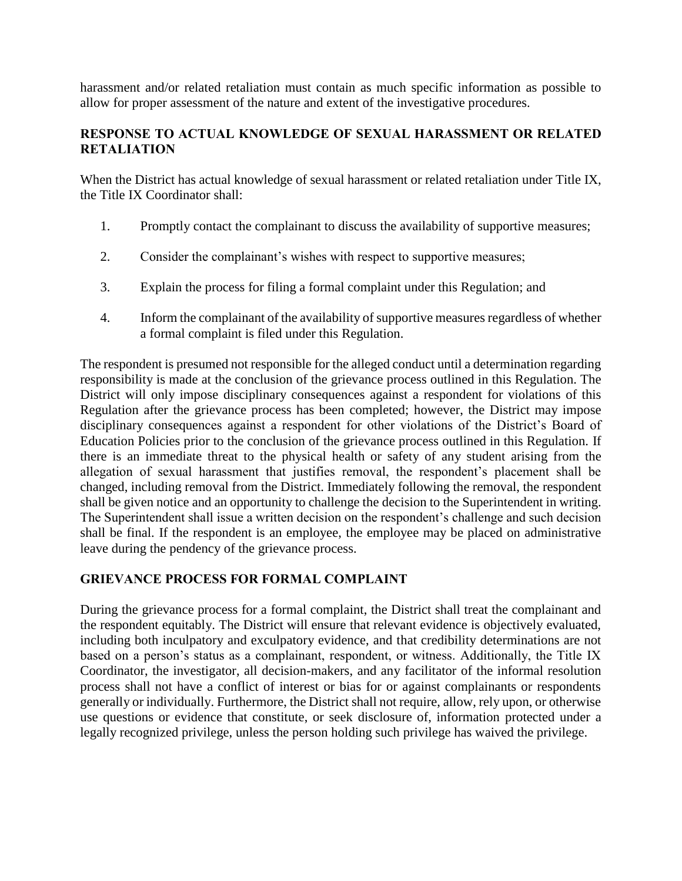harassment and/or related retaliation must contain as much specific information as possible to allow for proper assessment of the nature and extent of the investigative procedures.

## RESPONSE TO ACTUAL KNOWLEDGE OF SEXUAL HARASSMENT OR RELATED RETALIATION

When the District has actual knowledge of sexual harassment or related retaliation under Title IX, the Title IX Coordinator shall:

1. Promptly contact the complainant to discuss the availability of supportive measures;
2. Consider the complainant's wishes with respect to supportive measures;
3. Explain the process for filing a formal complaint under this Regulation; and
4. Inform the complainant of the availability of supportive measures regardless of whether a formal complaint is filed under this Regulation.

The respondent is presumed not responsible for the alleged conduct until a determination regarding responsibility is made at the conclusion of the grievance process outlined in this Regulation. The District will only impose disciplinary consequences against a respondent for violations of this Regulation after the grievance process has been completed; however, the District may impose disciplinary consequences against a respondent for other violations of the District's Board of Education Policies prior to the conclusion of the grievance process outlined in this Regulation. If there is an immediate threat to the physical health or safety of any student arising from the allegation of sexual harassment that justifies removal, the respondent's placement shall be changed, including removal from the District. Immediately following the removal, the respondent shall be given notice and an opportunity to challenge the decision to the Superintendent in writing. The Superintendent shall issue a written decision on the respondent's challenge and such decision shall be final. If the respondent is an employee, the employee may be placed on administrative leave during the pendency of the grievance process.

## GRIEVANCE PROCESS FOR FORMAL COMPLAINT

During the grievance process for a formal complaint, the District shall treat the complainant and the respondent equitably. The District will ensure that relevant evidence is objectively evaluated, including both inculpatory and exculpatory evidence, and that credibility determinations are not based on a person's status as a complainant, respondent, or witness. Additionally, the Title IX Coordinator, the investigator, all decision-makers, and any facilitator of the informal resolution process shall not have a conflict of interest or bias for or against complainants or respondents generally or individually. Furthermore, the District shall not require, allow, rely upon, or otherwise use questions or evidence that constitute, or seek disclosure of, information protected under a legally recognized privilege, unless the person holding such privilege has waived the privilege.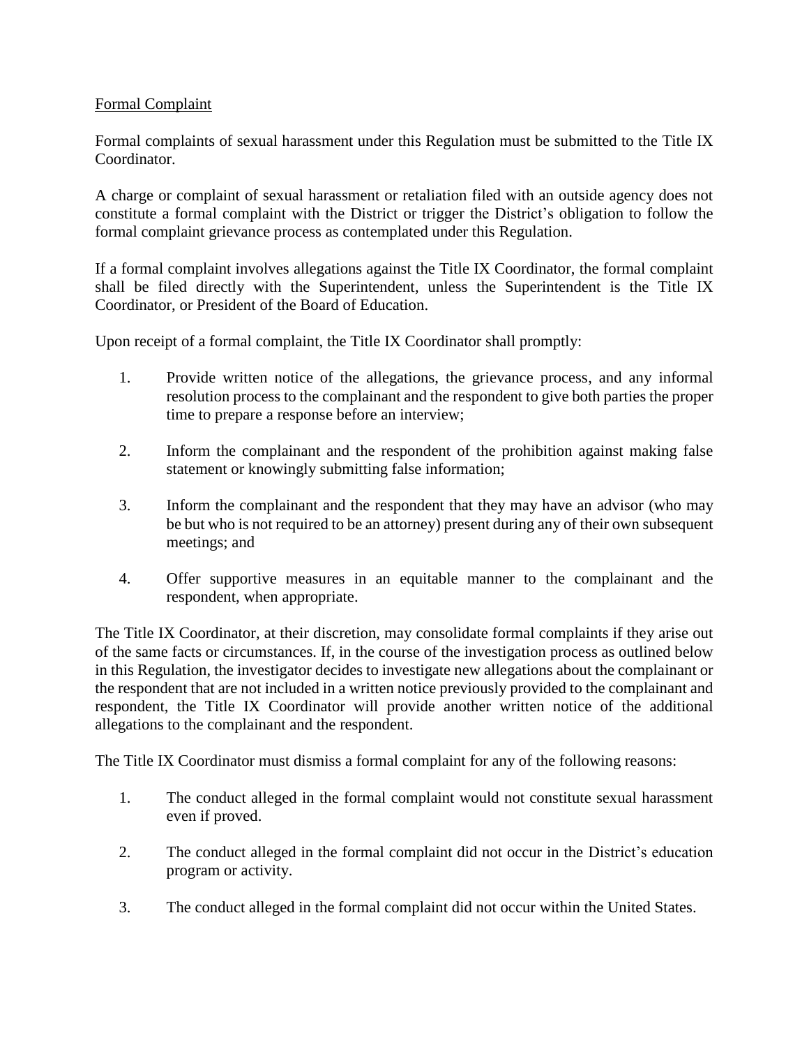Formal Complaint

Formal complaints of sexual harassment under this Regulation must be submitted to the Title IX Coordinator.

A charge or complaint of sexual harassment or retaliation filed with an outside agency does not constitute a formal complaint with the District or trigger the District's obligation to follow the formal complaint grievance process as contemplated under this Regulation.

If a formal complaint involves allegations against the Title IX Coordinator, the formal complaint shall be filed directly with the Superintendent, unless the Superintendent is the Title IX Coordinator, or President of the Board of Education.

Upon receipt of a formal complaint, the Title IX Coordinator shall promptly:

1. Provide written notice of the allegations, the grievance process, and any informal resolution process to the complainant and the respondent to give both parties the proper time to prepare a response before an interview;

2. Inform the complainant and the respondent of the prohibition against making false statement or knowingly submitting false information;

3. Inform the complainant and the respondent that they may have an advisor (who may be but who is not required to be an attorney) present during any of their own subsequent meetings; and

4. Offer supportive measures in an equitable manner to the complainant and the respondent, when appropriate.

The Title IX Coordinator, at their discretion, may consolidate formal complaints if they arise out of the same facts or circumstances. If, in the course of the investigation process as outlined below in this Regulation, the investigator decides to investigate new allegations about the complainant or the respondent that are not included in a written notice previously provided to the complainant and respondent, the Title IX Coordinator will provide another written notice of the additional allegations to the complainant and the respondent.

The Title IX Coordinator must dismiss a formal complaint for any of the following reasons:

1. The conduct alleged in the formal complaint would not constitute sexual harassment even if proved.

2. The conduct alleged in the formal complaint did not occur in the District's education program or activity.

3. The conduct alleged in the formal complaint did not occur within the United States.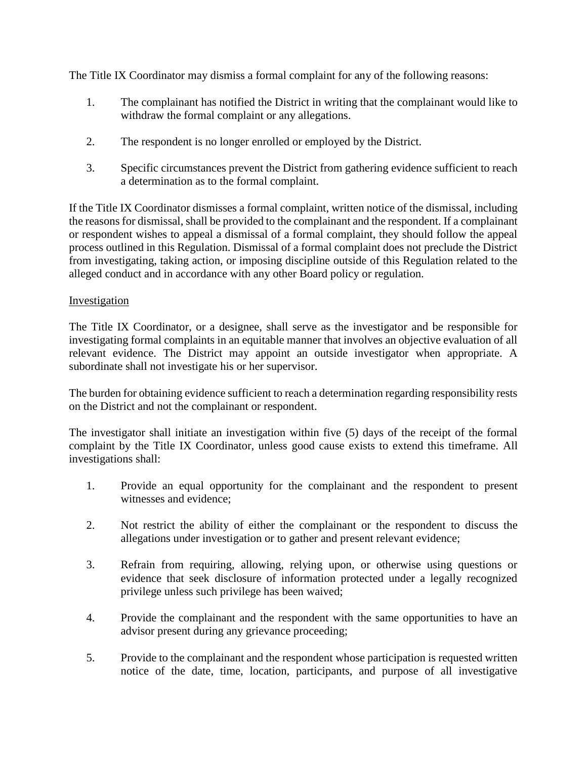The Title IX Coordinator may dismiss a formal complaint for any of the following reasons:

1. The complainant has notified the District in writing that the complainant would like to withdraw the formal complaint or any allegations.

2. The respondent is no longer enrolled or employed by the District.

3. Specific circumstances prevent the District from gathering evidence sufficient to reach a determination as to the formal complaint.

If the Title IX Coordinator dismisses a formal complaint, written notice of the dismissal, including the reasons for dismissal, shall be provided to the complainant and the respondent. If a complainant or respondent wishes to appeal a dismissal of a formal complaint, they should follow the appeal process outlined in this Regulation. Dismissal of a formal complaint does not preclude the District from investigating, taking action, or imposing discipline outside of this Regulation related to the alleged conduct and in accordance with any other Board policy or regulation.

<u>Investigation</u>

The Title IX Coordinator, or a designee, shall serve as the investigator and be responsible for investigating formal complaints in an equitable manner that involves an objective evaluation of all relevant evidence. The District may appoint an outside investigator when appropriate. A subordinate shall not investigate his or her supervisor.

The burden for obtaining evidence sufficient to reach a determination regarding responsibility rests on the District and not the complainant or respondent.

The investigator shall initiate an investigation within five (5) days of the receipt of the formal complaint by the Title IX Coordinator, unless good cause exists to extend this timeframe. All investigations shall:

1. Provide an equal opportunity for the complainant and the respondent to present witnesses and evidence;

2. Not restrict the ability of either the complainant or the respondent to discuss the allegations under investigation or to gather and present relevant evidence;

3. Refrain from requiring, allowing, relying upon, or otherwise using questions or evidence that seek disclosure of information protected under a legally recognized privilege unless such privilege has been waived;

4. Provide the complainant and the respondent with the same opportunities to have an advisor present during any grievance proceeding;

5. Provide to the complainant and the respondent whose participation is requested written notice of the date, time, location, participants, and purpose of all investigative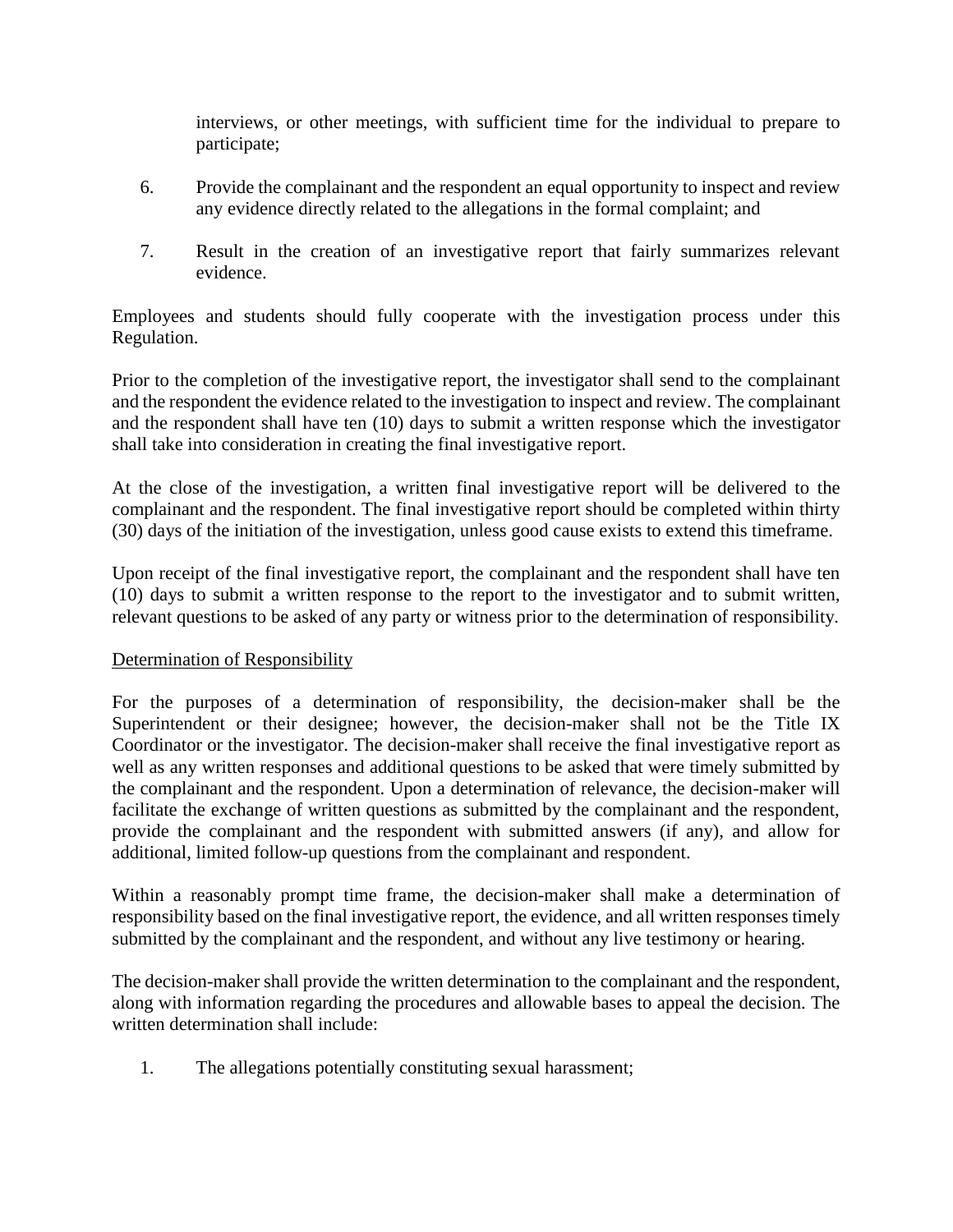interviews, or other meetings, with sufficient time for the individual to prepare to participate;

6. Provide the complainant and the respondent an equal opportunity to inspect and review any evidence directly related to the allegations in the formal complaint; and

7. Result in the creation of an investigative report that fairly summarizes relevant evidence.

Employees and students should fully cooperate with the investigation process under this Regulation.

Prior to the completion of the investigative report, the investigator shall send to the complainant and the respondent the evidence related to the investigation to inspect and review. The complainant and the respondent shall have ten (10) days to submit a written response which the investigator shall take into consideration in creating the final investigative report.

At the close of the investigation, a written final investigative report will be delivered to the complainant and the respondent. The final investigative report should be completed within thirty (30) days of the initiation of the investigation, unless good cause exists to extend this timeframe.

Upon receipt of the final investigative report, the complainant and the respondent shall have ten (10) days to submit a written response to the report to the investigator and to submit written, relevant questions to be asked of any party or witness prior to the determination of responsibility.

<u>Determination of Responsibility</u>

For the purposes of a determination of responsibility, the decision-maker shall be the Superintendent or their designee; however, the decision-maker shall not be the Title IX Coordinator or the investigator. The decision-maker shall receive the final investigative report as well as any written responses and additional questions to be asked that were timely submitted by the complainant and the respondent. Upon a determination of relevance, the decision-maker will facilitate the exchange of written questions as submitted by the complainant and the respondent, provide the complainant and the respondent with submitted answers (if any), and allow for additional, limited follow-up questions from the complainant and respondent.

Within a reasonably prompt time frame, the decision-maker shall make a determination of responsibility based on the final investigative report, the evidence, and all written responses timely submitted by the complainant and the respondent, and without any live testimony or hearing.

The decision-maker shall provide the written determination to the complainant and the respondent, along with information regarding the procedures and allowable bases to appeal the decision. The written determination shall include:

1. The allegations potentially constituting sexual harassment;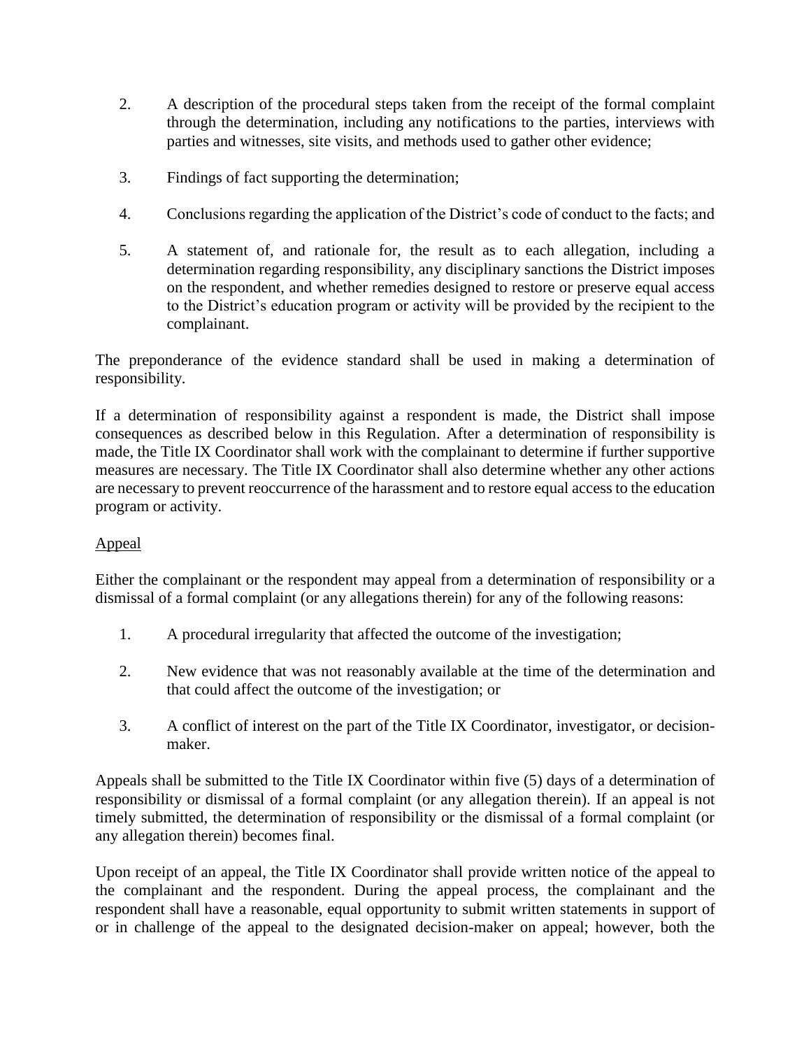2. A description of the procedural steps taken from the receipt of the formal complaint through the determination, including any notifications to the parties, interviews with parties and witnesses, site visits, and methods used to gather other evidence;

3. Findings of fact supporting the determination;

4. Conclusions regarding the application of the District's code of conduct to the facts; and

5. A statement of, and rationale for, the result as to each allegation, including a determination regarding responsibility, any disciplinary sanctions the District imposes on the respondent, and whether remedies designed to restore or preserve equal access to the District's education program or activity will be provided by the recipient to the complainant.

The preponderance of the evidence standard shall be used in making a determination of responsibility.

If a determination of responsibility against a respondent is made, the District shall impose consequences as described below in this Regulation. After a determination of responsibility is made, the Title IX Coordinator shall work with the complainant to determine if further supportive measures are necessary. The Title IX Coordinator shall also determine whether any other actions are necessary to prevent reoccurrence of the harassment and to restore equal access to the education program or activity.

<u>Appeal</u>

Either the complainant or the respondent may appeal from a determination of responsibility or a dismissal of a formal complaint (or any allegations therein) for any of the following reasons:

1. A procedural irregularity that affected the outcome of the investigation;

2. New evidence that was not reasonably available at the time of the determination and that could affect the outcome of the investigation; or

3. A conflict of interest on the part of the Title IX Coordinator, investigator, or decision-maker.

Appeals shall be submitted to the Title IX Coordinator within five (5) days of a determination of responsibility or dismissal of a formal complaint (or any allegation therein). If an appeal is not timely submitted, the determination of responsibility or the dismissal of a formal complaint (or any allegation therein) becomes final.

Upon receipt of an appeal, the Title IX Coordinator shall provide written notice of the appeal to the complainant and the respondent. During the appeal process, the complainant and the respondent shall have a reasonable, equal opportunity to submit written statements in support of or in challenge of the appeal to the designated decision-maker on appeal; however, both the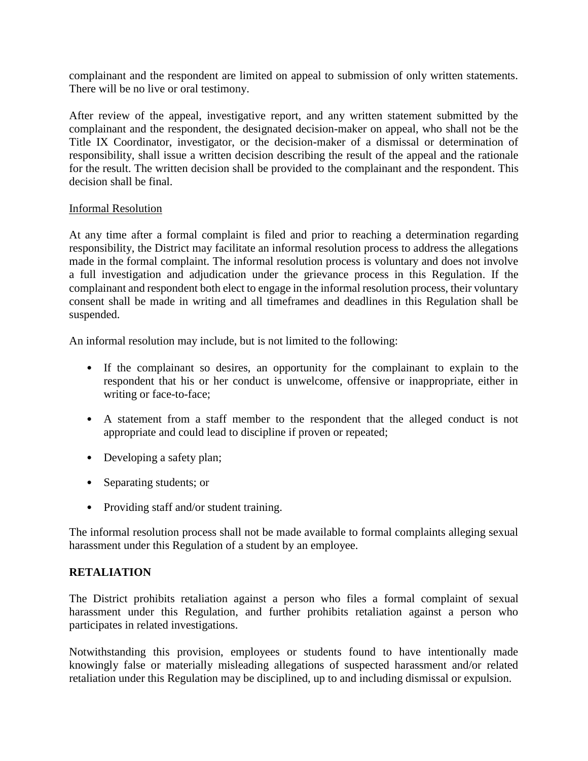complainant and the respondent are limited on appeal to submission of only written statements. There will be no live or oral testimony.

After review of the appeal, investigative report, and any written statement submitted by the complainant and the respondent, the designated decision-maker on appeal, who shall not be the Title IX Coordinator, investigator, or the decision-maker of a dismissal or determination of responsibility, shall issue a written decision describing the result of the appeal and the rationale for the result. The written decision shall be provided to the complainant and the respondent. This decision shall be final.

Informal Resolution

At any time after a formal complaint is filed and prior to reaching a determination regarding responsibility, the District may facilitate an informal resolution process to address the allegations made in the formal complaint. The informal resolution process is voluntary and does not involve a full investigation and adjudication under the grievance process in this Regulation. If the complainant and respondent both elect to engage in the informal resolution process, their voluntary consent shall be made in writing and all timeframes and deadlines in this Regulation shall be suspended.

An informal resolution may include, but is not limited to the following:

- If the complainant so desires, an opportunity for the complainant to explain to the respondent that his or her conduct is unwelcome, offensive or inappropriate, either in writing or face-to-face;
- A statement from a staff member to the respondent that the alleged conduct is not appropriate and could lead to discipline if proven or repeated;
- Developing a safety plan;
- Separating students; or
- Providing staff and/or student training.

The informal resolution process shall not be made available to formal complaints alleging sexual harassment under this Regulation of a student by an employee.

**RETALIATION**

The District prohibits retaliation against a person who files a formal complaint of sexual harassment under this Regulation, and further prohibits retaliation against a person who participates in related investigations.

Notwithstanding this provision, employees or students found to have intentionally made knowingly false or materially misleading allegations of suspected harassment and/or related retaliation under this Regulation may be disciplined, up to and including dismissal or expulsion.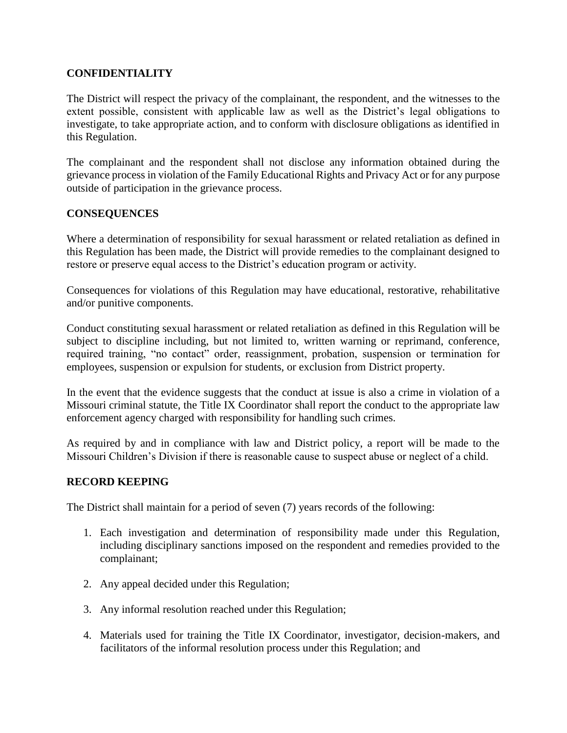## CONFIDENTIALITY

The District will respect the privacy of the complainant, the respondent, and the witnesses to the extent possible, consistent with applicable law as well as the District's legal obligations to investigate, to take appropriate action, and to conform with disclosure obligations as identified in this Regulation.

The complainant and the respondent shall not disclose any information obtained during the grievance process in violation of the Family Educational Rights and Privacy Act or for any purpose outside of participation in the grievance process.

## CONSEQUENCES

Where a determination of responsibility for sexual harassment or related retaliation as defined in this Regulation has been made, the District will provide remedies to the complainant designed to restore or preserve equal access to the District's education program or activity.

Consequences for violations of this Regulation may have educational, restorative, rehabilitative and/or punitive components.

Conduct constituting sexual harassment or related retaliation as defined in this Regulation will be subject to discipline including, but not limited to, written warning or reprimand, conference, required training, "no contact" order, reassignment, probation, suspension or termination for employees, suspension or expulsion for students, or exclusion from District property.

In the event that the evidence suggests that the conduct at issue is also a crime in violation of a Missouri criminal statute, the Title IX Coordinator shall report the conduct to the appropriate law enforcement agency charged with responsibility for handling such crimes.

As required by and in compliance with law and District policy, a report will be made to the Missouri Children's Division if there is reasonable cause to suspect abuse or neglect of a child.

## RECORD KEEPING

The District shall maintain for a period of seven (7) years records of the following:

1. Each investigation and determination of responsibility made under this Regulation, including disciplinary sanctions imposed on the respondent and remedies provided to the complainant;

2. Any appeal decided under this Regulation;

3. Any informal resolution reached under this Regulation;

4. Materials used for training the Title IX Coordinator, investigator, decision-makers, and facilitators of the informal resolution process under this Regulation; and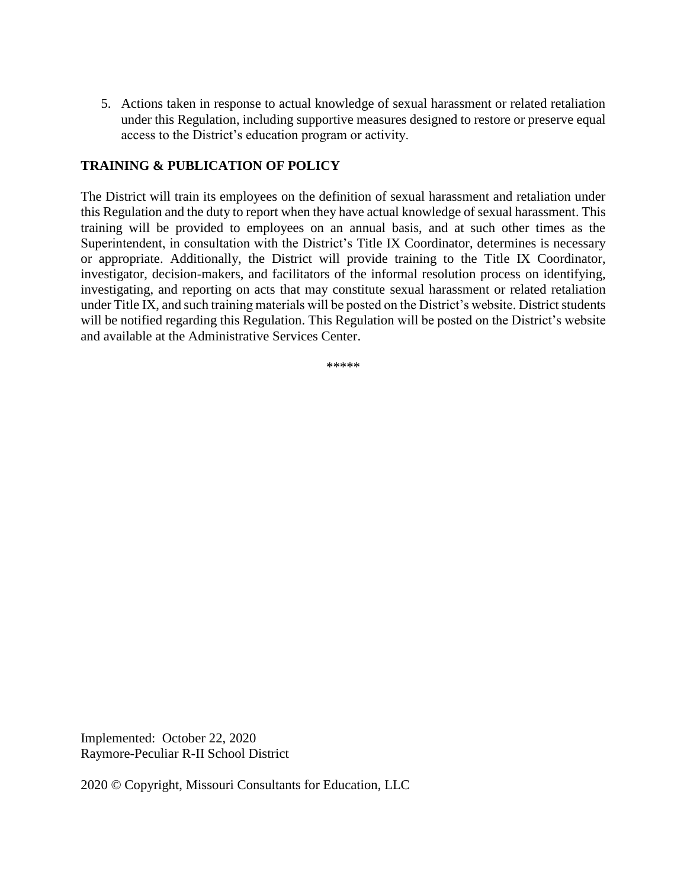5. Actions taken in response to actual knowledge of sexual harassment or related retaliation under this Regulation, including supportive measures designed to restore or preserve equal access to the District's education program or activity.

**TRAINING & PUBLICATION OF POLICY**

The District will train its employees on the definition of sexual harassment and retaliation under this Regulation and the duty to report when they have actual knowledge of sexual harassment. This training will be provided to employees on an annual basis, and at such other times as the Superintendent, in consultation with the District's Title IX Coordinator, determines is necessary or appropriate. Additionally, the District will provide training to the Title IX Coordinator, investigator, decision-makers, and facilitators of the informal resolution process on identifying, investigating, and reporting on acts that may constitute sexual harassment or related retaliation under Title IX, and such training materials will be posted on the District's website. District students will be notified regarding this Regulation. This Regulation will be posted on the District's website and available at the Administrative Services Center.

*****

Implemented: October 22, 2020
Raymore-Peculiar R-II School District

2020 © Copyright, Missouri Consultants for Education, LLC